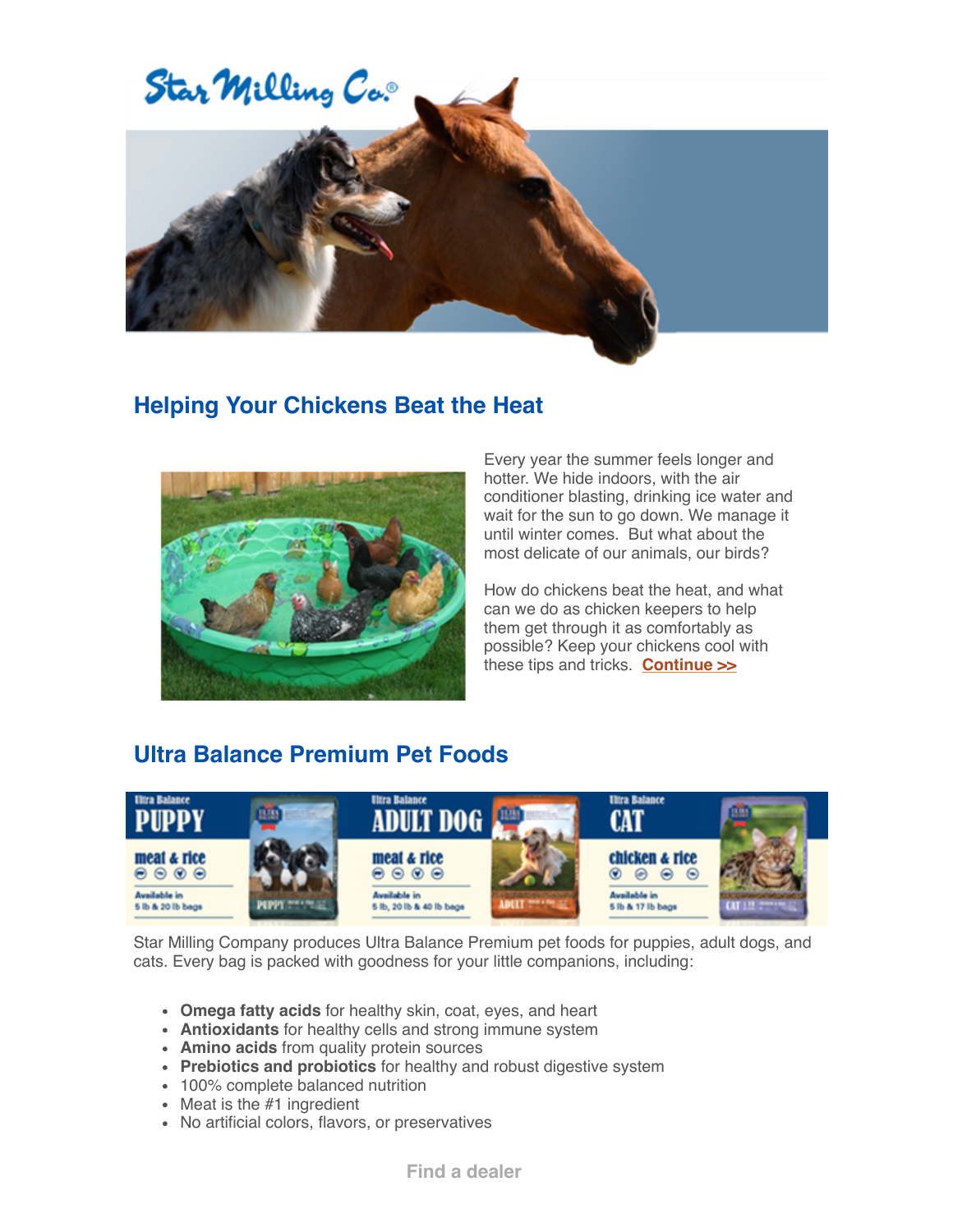Star Milling Co.®

## Helping Your Chickens Beat the Heat

Every year the summer feels longer and hotter. We hide indoors, with the air conditioner blasting, drinking ice water and wait for the sun to go down. We manage it until winter comes. But what about the most delicate of our animals, our birds?

How do chickens beat the heat, and what can we do as chicken keepers to help them get through it as comfortably as possible? Keep your chickens cool with these tips and tricks. **Continue >>**

## Ultra Balance Premium Pet Foods

Star Milling Company produces Ultra Balance Premium pet foods for puppies, adult dogs, and cats. Every bag is packed with goodness for your little companions, including:

- **Omega fatty acids** for healthy skin, coat, eyes, and heart
- **Antioxidants** for healthy cells and strong immune system
- **Amino acids** from quality protein sources
- **Prebiotics and probiotics** for healthy and robust digestive system
- 100% complete balanced nutrition
- Meat is the #1 ingredient
- No artificial colors, flavors, or preservatives

**Find a dealer**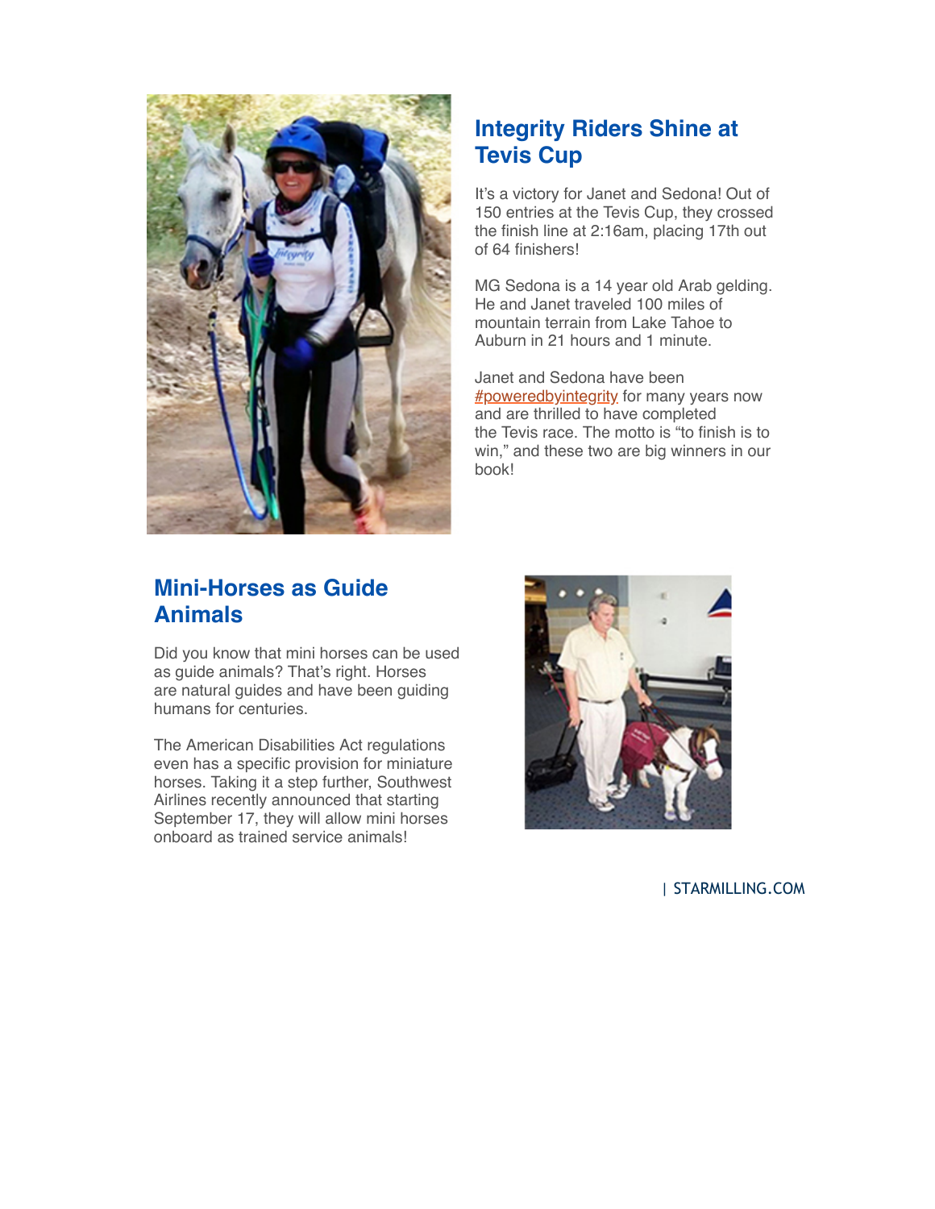## Integrity Riders Shine at Tevis Cup

It's a victory for Janet and Sedona! Out of 150 entries at the Tevis Cup, they crossed the finish line at 2:16am, placing 17th out of 64 finishers!

MG Sedona is a 14 year old Arab gelding. He and Janet traveled 100 miles of mountain terrain from Lake Tahoe to Auburn in 21 hours and 1 minute.

Janet and Sedona have been #poweredbyintegrity for many years now and are thrilled to have completed the Tevis race. The motto is "to finish is to win," and these two are big winners in our book!

## Mini-Horses as Guide Animals

Did you know that mini horses can be used as guide animals? That's right. Horses are natural guides and have been guiding humans for centuries.

The American Disabilities Act regulations even has a specific provision for miniature horses. Taking it a step further, Southwest Airlines recently announced that starting September 17, they will allow mini horses onboard as trained service animals!